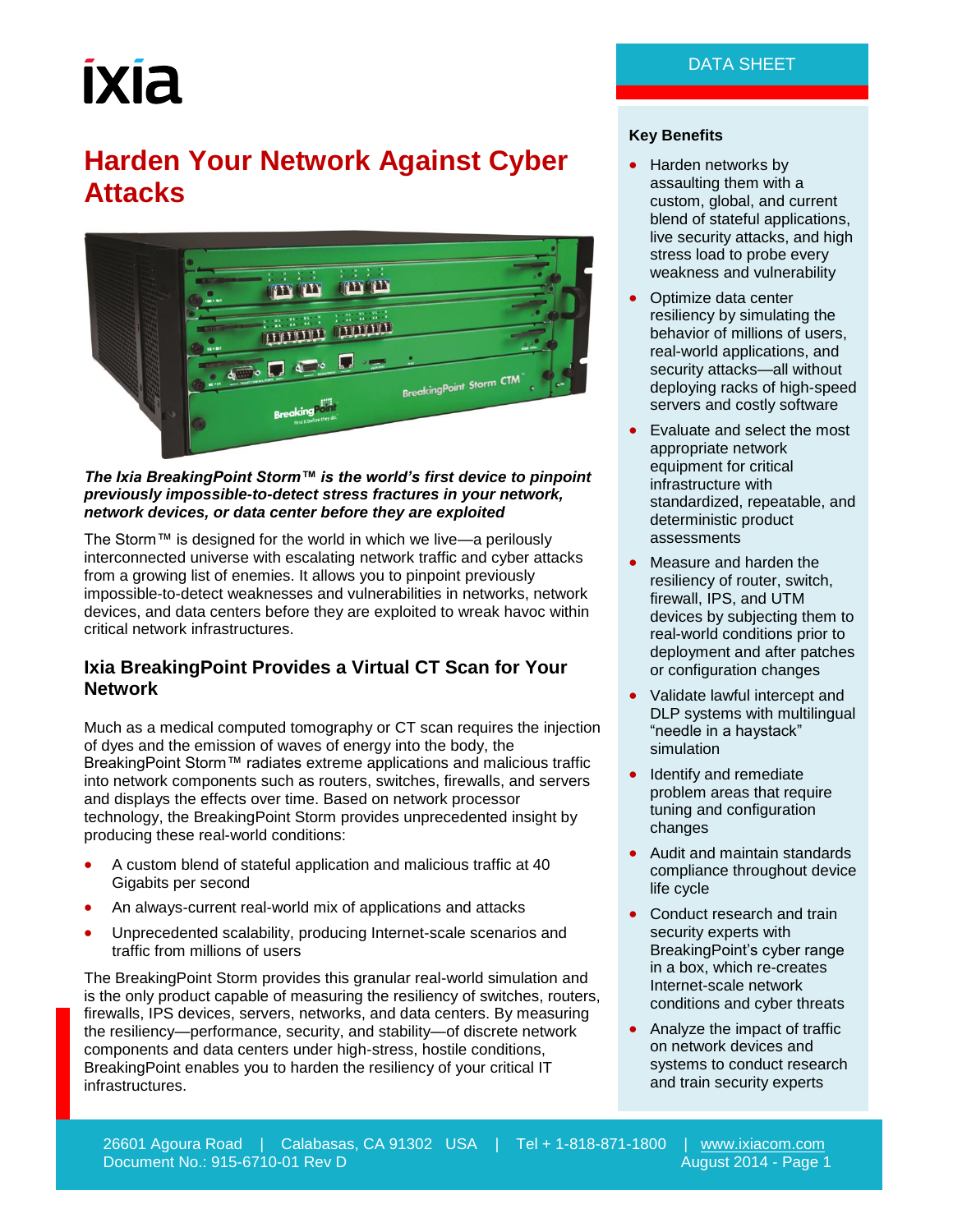ixia

DATA SHEET

# Harden Your Network Against Cyber Attacks

***The Ixia BreakingPoint Storm™ is the world's first device to pinpoint previously impossible-to-detect stress fractures in your network, network devices, or data center before they are exploited***

The Storm™ is designed for the world in which we live—a perilously interconnected universe with escalating network traffic and cyber attacks from a growing list of enemies. It allows you to pinpoint previously impossible-to-detect weaknesses and vulnerabilities in networks, network devices, and data centers before they are exploited to wreak havoc within critical network infrastructures.

## Ixia BreakingPoint Provides a Virtual CT Scan for Your Network

Much as a medical computed tomography or CT scan requires the injection of dyes and the emission of waves of energy into the body, the BreakingPoint Storm™ radiates extreme applications and malicious traffic into network components such as routers, switches, firewalls, and servers and displays the effects over time. Based on network processor technology, the BreakingPoint Storm provides unprecedented insight by producing these real-world conditions:

- A custom blend of stateful application and malicious traffic at 40 Gigabits per second
- An always-current real-world mix of applications and attacks
- Unprecedented scalability, producing Internet-scale scenarios and traffic from millions of users

The BreakingPoint Storm provides this granular real-world simulation and is the only product capable of measuring the resiliency of switches, routers, firewalls, IPS devices, servers, networks, and data centers. By measuring the resiliency—performance, security, and stability—of discrete network components and data centers under high-stress, hostile conditions, BreakingPoint enables you to harden the resiliency of your critical IT infrastructures.

### Key Benefits

- Harden networks by assaulting them with a custom, global, and current blend of stateful applications, live security attacks, and high stress load to probe every weakness and vulnerability
- Optimize data center resiliency by simulating the behavior of millions of users, real-world applications, and security attacks—all without deploying racks of high-speed servers and costly software
- Evaluate and select the most appropriate network equipment for critical infrastructure with standardized, repeatable, and deterministic product assessments
- Measure and harden the resiliency of router, switch, firewall, IPS, and UTM devices by subjecting them to real-world conditions prior to deployment and after patches or configuration changes
- Validate lawful intercept and DLP systems with multilingual "needle in a haystack" simulation
- Identify and remediate problem areas that require tuning and configuration changes
- Audit and maintain standards compliance throughout device life cycle
- Conduct research and train security experts with BreakingPoint's cyber range in a box, which re-creates Internet-scale network conditions and cyber threats
- Analyze the impact of traffic on network devices and systems to conduct research and train security experts

26601 Agoura Road | Calabasas, CA 91302 USA | Tel + 1-818-871-1800 | www.ixiacom.com
Document No.: 915-6710-01 Rev D August 2014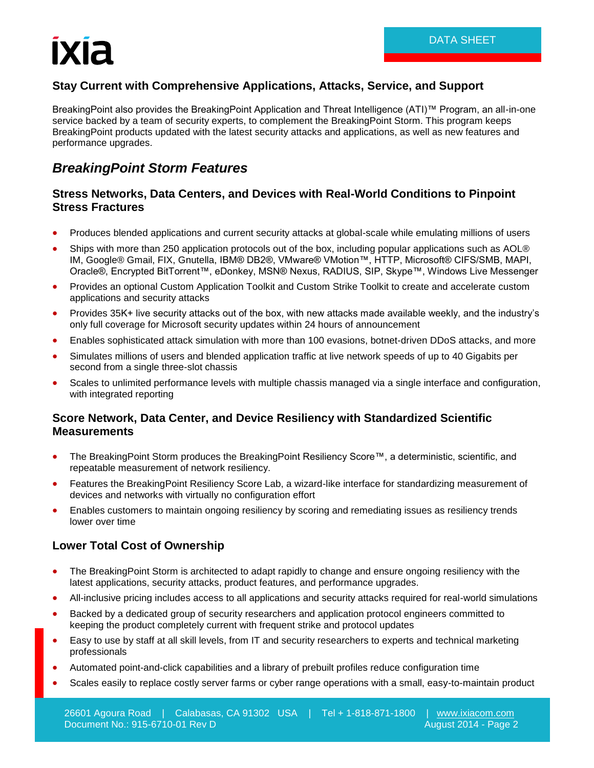## Stay Current with Comprehensive Applications, Attacks, Service, and Support

BreakingPoint also provides the BreakingPoint Application and Threat Intelligence (ATI)™ Program, an all-in-one service backed by a team of security experts, to complement the BreakingPoint Storm. This program keeps BreakingPoint products updated with the latest security attacks and applications, as well as new features and performance upgrades.

# *BreakingPoint Storm Features*

### Stress Networks, Data Centers, and Devices with Real-World Conditions to Pinpoint Stress Fractures

- Produces blended applications and current security attacks at global-scale while emulating millions of users
- Ships with more than 250 application protocols out of the box, including popular applications such as AOL® IM, Google® Gmail, FIX, Gnutella, IBM® DB2®, VMware® VMotion™, HTTP, Microsoft® CIFS/SMB, MAPI, Oracle®, Encrypted BitTorrent™, eDonkey, MSN® Nexus, RADIUS, SIP, Skype™, Windows Live Messenger
- Provides an optional Custom Application Toolkit and Custom Strike Toolkit to create and accelerate custom applications and security attacks
- Provides 35K+ live security attacks out of the box, with new attacks made available weekly, and the industry's only full coverage for Microsoft security updates within 24 hours of announcement
- Enables sophisticated attack simulation with more than 100 evasions, botnet-driven DDoS attacks, and more
- Simulates millions of users and blended application traffic at live network speeds of up to 40 Gigabits per second from a single three-slot chassis
- Scales to unlimited performance levels with multiple chassis managed via a single interface and configuration, with integrated reporting

### Score Network, Data Center, and Device Resiliency with Standardized Scientific Measurements

- The BreakingPoint Storm produces the BreakingPoint Resiliency Score™, a deterministic, scientific, and repeatable measurement of network resiliency.
- Features the BreakingPoint Resiliency Score Lab, a wizard-like interface for standardizing measurement of devices and networks with virtually no configuration effort
- Enables customers to maintain ongoing resiliency by scoring and remediating issues as resiliency trends lower over time

### Lower Total Cost of Ownership

- The BreakingPoint Storm is architected to adapt rapidly to change and ensure ongoing resiliency with the latest applications, security attacks, product features, and performance upgrades.
- All-inclusive pricing includes access to all applications and security attacks required for real-world simulations
- Backed by a dedicated group of security researchers and application protocol engineers committed to keeping the product completely current with frequent strike and protocol updates
- Easy to use by staff at all skill levels, from IT and security researchers to experts and technical marketing professionals
- Automated point-and-click capabilities and a library of prebuilt profiles reduce configuration time
- Scales easily to replace costly server farms or cyber range operations with a small, easy-to-maintain product